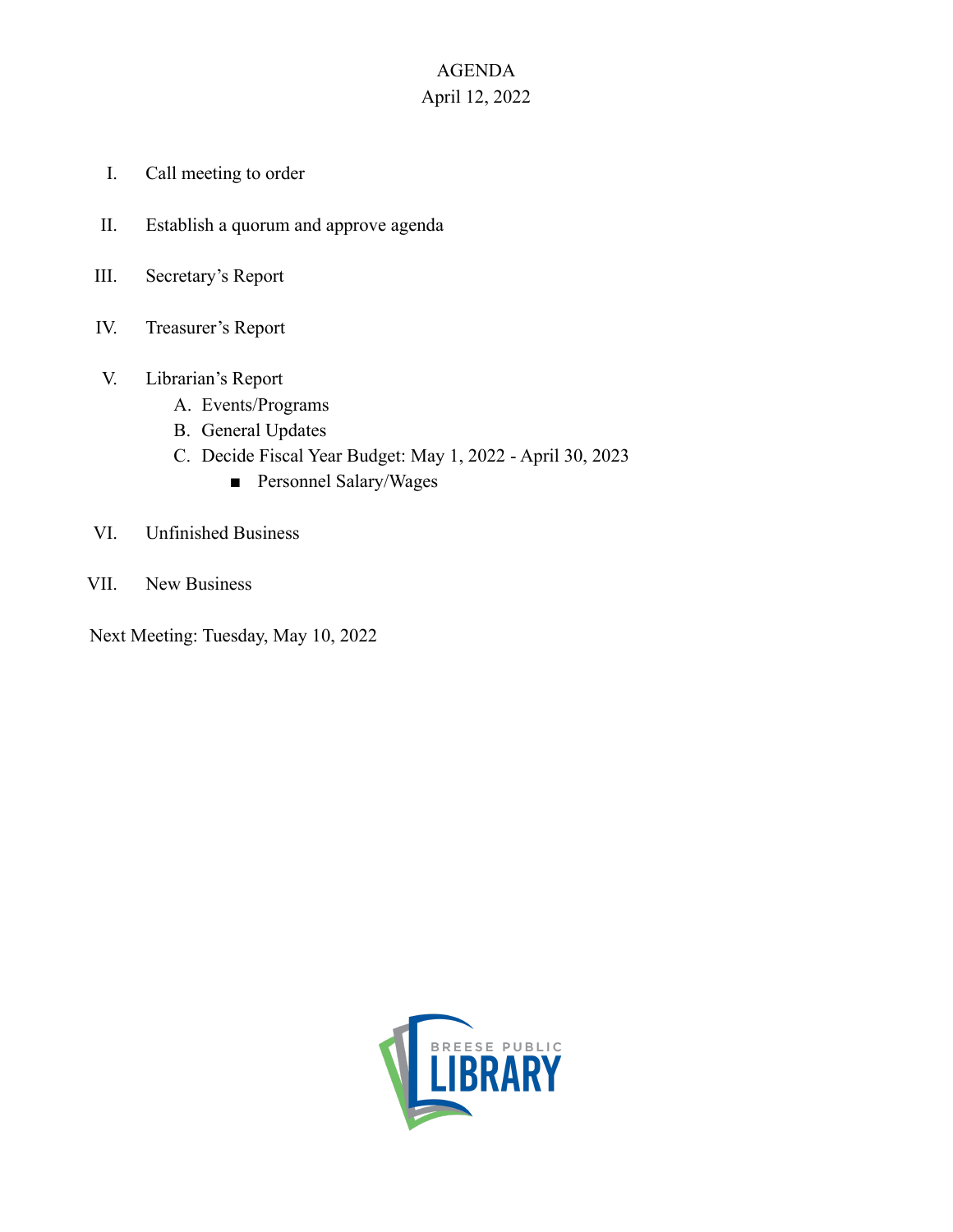# AGENDA

April 12, 2022

I. Call meeting to order

II. Establish a quorum and approve agenda

III. Secretary's Report

IV. Treasurer's Report

V. Librarian's Report
   A. Events/Programs
   B. General Updates
   C. Decide Fiscal Year Budget: May 1, 2022 - April 30, 2023
      - Personnel Salary/Wages

VI. Unfinished Business

VII. New Business

Next Meeting: Tuesday, May 10, 2022

BREESE PUBLIC LIBRARY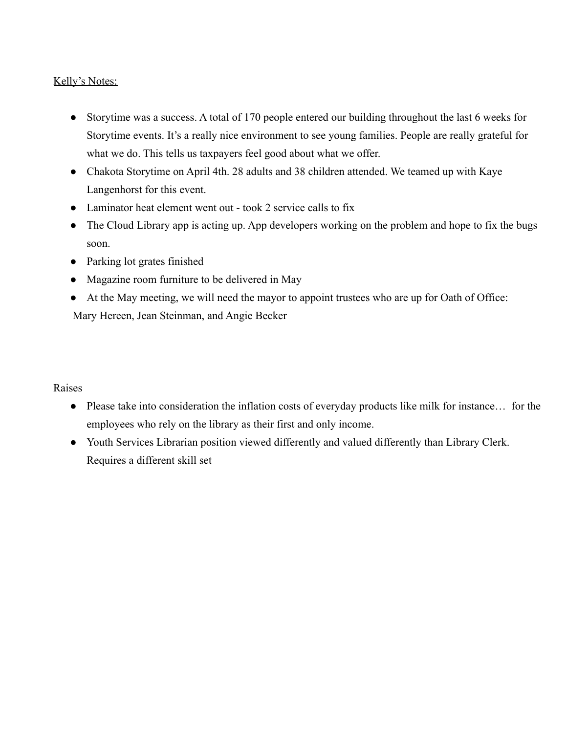Kelly's Notes:

- Storytime was a success. A total of 170 people entered our building throughout the last 6 weeks for Storytime events. It's a really nice environment to see young families. People are really grateful for what we do. This tells us taxpayers feel good about what we offer.
- Chakota Storytime on April 4th. 28 adults and 38 children attended. We teamed up with Kaye Langenhorst for this event.
- Laminator heat element went out - took 2 service calls to fix
- The Cloud Library app is acting up. App developers working on the problem and hope to fix the bugs soon.
- Parking lot grates finished
- Magazine room furniture to be delivered in May
- At the May meeting, we will need the mayor to appoint trustees who are up for Oath of Office:

Mary Hereen, Jean Steinman, and Angie Becker

Raises

- Please take into consideration the inflation costs of everyday products like milk for instance… for the employees who rely on the library as their first and only income.
- Youth Services Librarian position viewed differently and valued differently than Library Clerk. Requires a different skill set